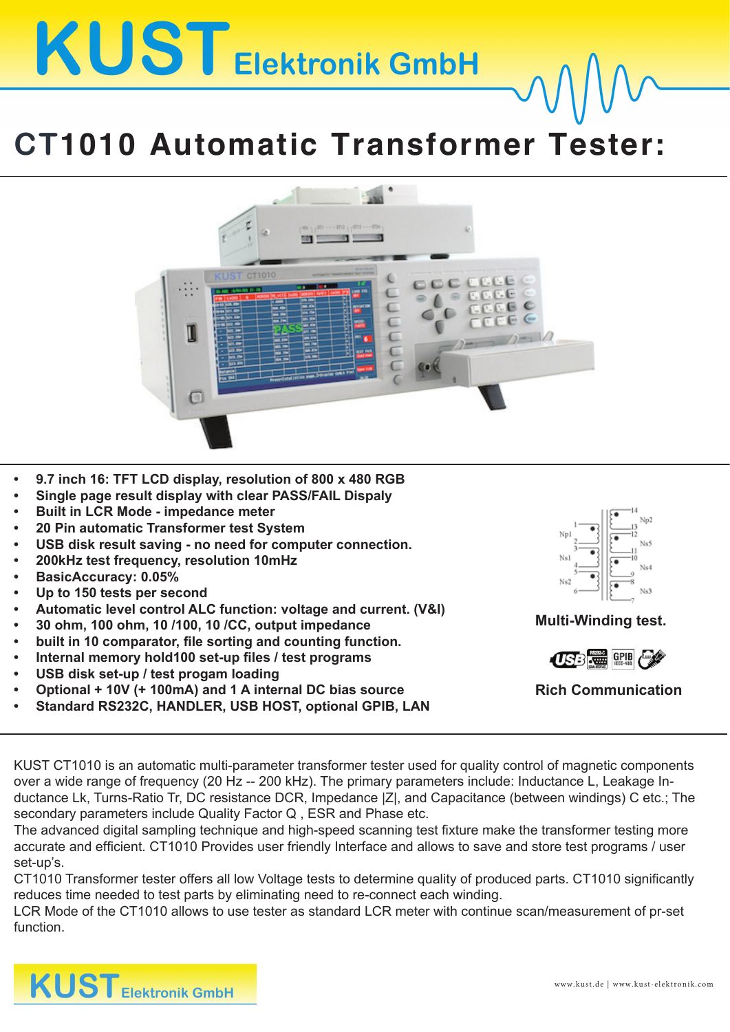# KUST Elektronik GmbH

## CT1010 Automatic Transformer Tester:

- 9.7 inch 16: TFT LCD display, resolution of 800 x 480 RGB
- Single page result display with clear PASS/FAIL Dispaly
- Built in LCR Mode - impedance meter
- 20 Pin automatic Transformer test System
- USB disk result saving - no need for computer connection.
- 200kHz test frequency, resolution 10mHz
- BasicAccuracy: 0.05%
- Up to 150 tests per second
- Automatic level control ALC function: voltage and current. (V&I)
- 30 ohm, 100 ohm, 10 /100, 10 /CC, output impedance
- built in 10 comparator, file sorting and counting function.
- Internal memory hold100 set-up files / test programs
- USB disk set-up / test progam loading
- Optional + 10V (+ 100mA) and 1 A internal DC bias source
- Standard RS232C, HANDLER, USB HOST, optional GPIB, LAN

**Multi-Winding test.**

**Rich Communication**

KUST CT1010 is an automatic multi-parameter transformer tester used for quality control of magnetic components over a wide range of frequency (20 Hz -- 200 kHz). The primary parameters include: Inductance L, Leakage Inductance Lk, Turns-Ratio Tr, DC resistance DCR, Impedance |Z|, and Capacitance (between windings) C etc.; The secondary parameters include Quality Factor Q , ESR and Phase etc.
The advanced digital sampling technique and high-speed scanning test fixture make the transformer testing more accurate and efficient. CT1010 Provides user friendly Interface and allows to save and store test programs / user set-up's.
CT1010 Transformer tester offers all low Voltage tests to determine quality of produced parts. CT1010 significantly reduces time needed to test parts by eliminating need to re-connect each winding.
LCR Mode of the CT1010 allows to use tester as standard LCR meter with continue scan/measurement of pr-set function.

KUST Elektronik GmbH

www.kust.de | www.kust-elektronik.com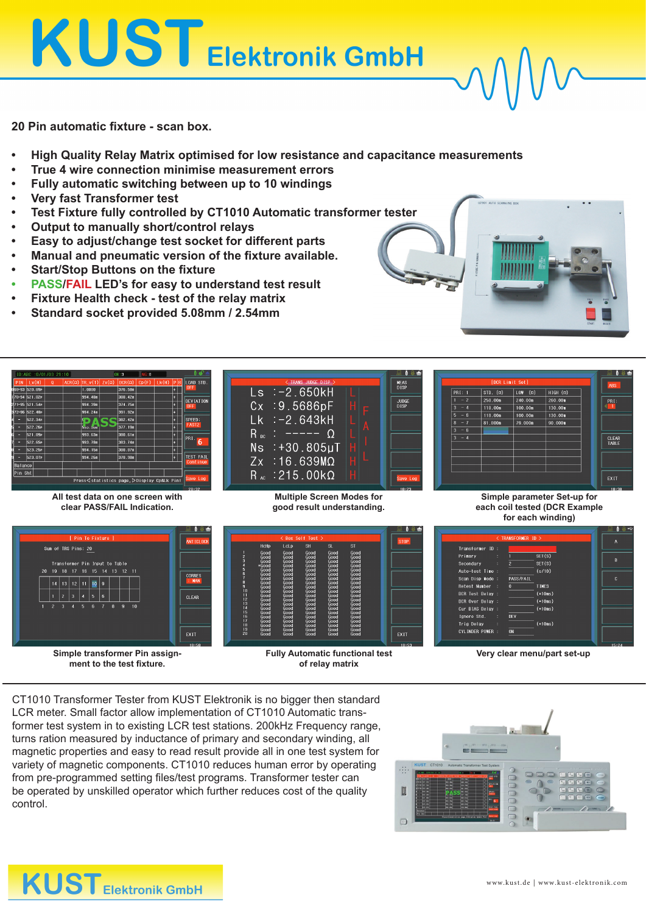# KUST Elektronik GmbH

## 20 Pin automatic fixture - scan box.

- High Quality Relay Matrix optimised for low resistance and capacitance measurements
- True 4 wire connection minimise measurement errors
- Fully automatic switching between up to 10 windings
- Very fast Transformer test
- Test Fixture fully controlled by CT1010 Automatic transformer tester
- Output to manually short/control relays
- Easy to adjust/change test socket for different parts
- Manual and pneumatic version of the fixture available.
- Start/Stop Buttons on the fixture
- PASS/FAIL LED's for easy to understand test result
- Fixture Health check - test of the relay matrix
- Standard socket provided 5.08mm / 2.54mm

All test data on one screen with clear PASS/FAIL Indication.

Multiple Screen Modes for good result understanding.

Simple parameter Set-up for each coil tested (DCR Example for each winding)

Simple transformer Pin assignment to the test fixture.

Fully Automatic functional test of relay matrix

Very clear menu/part set-up

CT1010 Transformer Tester from KUST Elektronik is no bigger then standard LCR meter. Small factor allow implementation of CT1010 Automatic transformer test system in to existing LCR test stations. 200kHz Frequency range, turns ration measured by inductance of primary and secondary winding, all magnetic properties and easy to read result provide all in one test system for variety of magnetic components. CT1010 reduces human error by operating from pre-programmed setting files/test programs. Transformer tester can be operated by unskilled operator which further reduces cost of the quality control.

KUST Elektronik GmbH

www.kust.de | www.kust-elektronik.com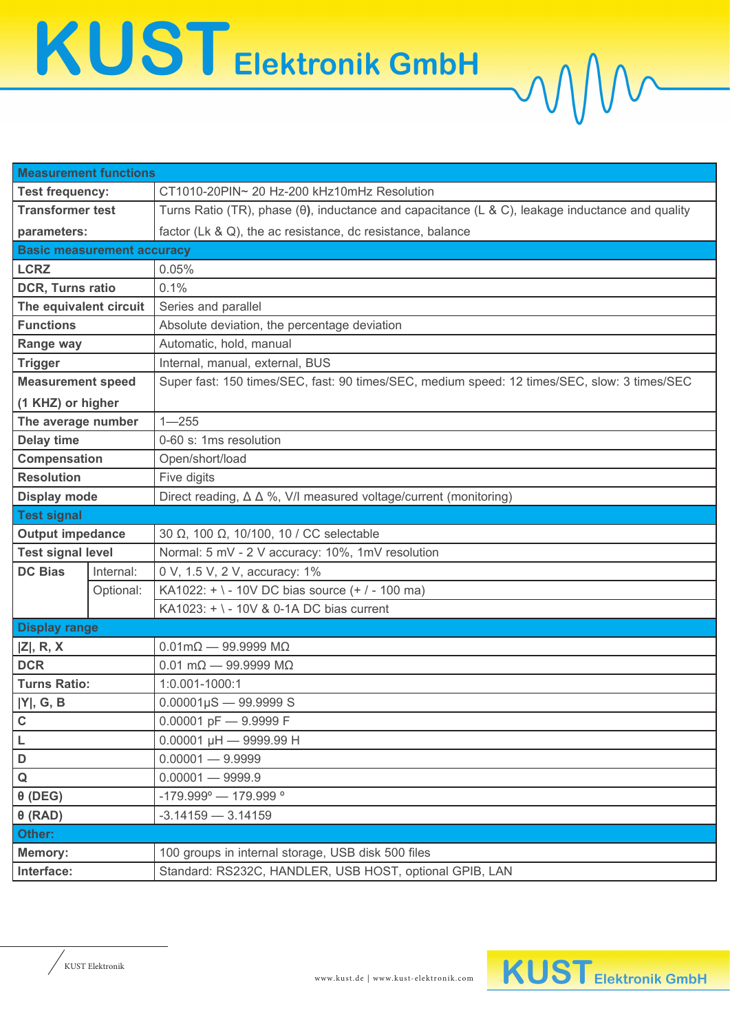| | | |
|---|---|---|
| **Measurement functions** | | |
| **Test frequency:** | | CT1010-20PIN~ 20 Hz-200 kHz10mHz Resolution |
| **Transformer test parameters:** | | Turns Ratio (TR), phase (θ), inductance and capacitance (L & C), leakage inductance and quality factor (Lk & Q), the ac resistance, dc resistance, balance |
| **Basic measurement accuracy** | | |
| **LCRZ** | | 0.05% |
| **DCR, Turns ratio** | | 0.1% |
| **The equivalent circuit** | | Series and parallel |
| **Functions** | | Absolute deviation, the percentage deviation |
| **Range way** | | Automatic, hold, manual |
| **Trigger** | | Internal, manual, external, BUS |
| **Measurement speed (1 KHZ) or higher** | | Super fast: 150 times/SEC, fast: 90 times/SEC, medium speed: 12 times/SEC, slow: 3 times/SEC |
| **The average number** | | 1—255 |
| **Delay time** | | 0-60 s: 1ms resolution |
| **Compensation** | | Open/short/load |
| **Resolution** | | Five digits |
| **Display mode** | | Direct reading, Δ Δ %, V/I measured voltage/current (monitoring) |
| **Test signal** | | |
| **Output impedance** | | 30 Ω, 100 Ω, 10/100, 10 / CC selectable |
| **Test signal level** | | Normal: 5 mV - 2 V accuracy: 10%, 1mV resolution |
| **DC Bias** | Internal: | 0 V, 1.5 V, 2 V, accuracy: 1% |
| | Optional: | KA1022: + \ - 10V DC bias source (+ / - 100 ma) |
| | | KA1023: + \ - 10V & 0-1A DC bias current |
| **Display range** | | |
| **\|Z\|, R, X** | | 0.01mΩ — 99.9999 MΩ |
| **DCR** | | 0.01 mΩ — 99.9999 MΩ |
| **Turns Ratio:** | | 1:0.001-1000:1 |
| **\|Y\|, G, B** | | 0.00001μS — 99.9999 S |
| **C** | | 0.00001 pF — 9.9999 F |
| **L** | | 0.00001 μH — 9999.99 H |
| **D** | | 0.00001 — 9.9999 |
| **Q** | | 0.00001 — 9999.9 |
| **θ (DEG)** | | -179.999º — 179.999 º |
| **θ (RAD)** | | -3.14159 — 3.14159 |
| **Other:** | | |
| **Memory:** | | 100 groups in internal storage, USB disk 500 files |
| **Interface:** | | Standard: RS232C, HANDLER, USB HOST, optional GPIB, LAN |